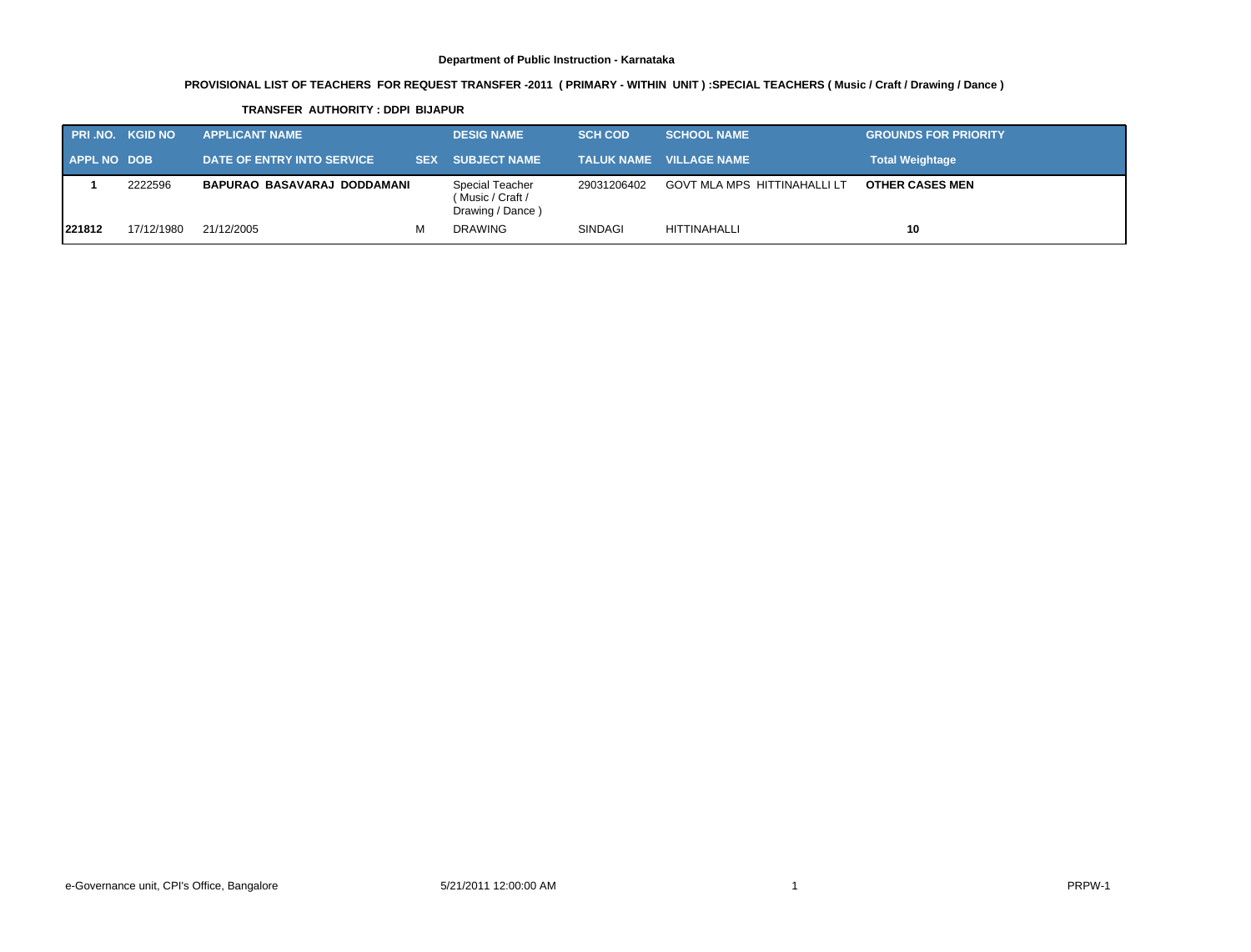**Department of Public Instruction - Karnataka**

**PROVISIONAL LIST OF TEACHERS FOR REQUEST TRANSFER -2011 ( PRIMARY - WITHIN UNIT ) :SPECIAL TEACHERS ( Music / Craft / Drawing / Dance )**

**TRANSFER AUTHORITY : DDPI BIJAPUR**

| PRI .NO. | KGID NO | APPLICANT NAME | | DESIG NAME | SCH COD | SCHOOL NAME | GROUNDS FOR PRIORITY |
|---|---|---|---|---|---|---|---|
| APPL NO | DOB | DATE OF ENTRY INTO SERVICE | SEX | SUBJECT NAME | TALUK NAME | VILLAGE NAME | Total Weightage |
| **1** | 2222596 | **BAPURAO BASAVARAJ DODDAMANI** | | Special Teacher ( Music / Craft / Drawing / Dance ) | 29031206402 | GOVT MLA MPS HITTINAHALLI LT | **OTHER CASES MEN** |
| **221812** | 17/12/1980 | 21/12/2005 | M | DRAWING | SINDAGI | HITTINAHALLI | **10** |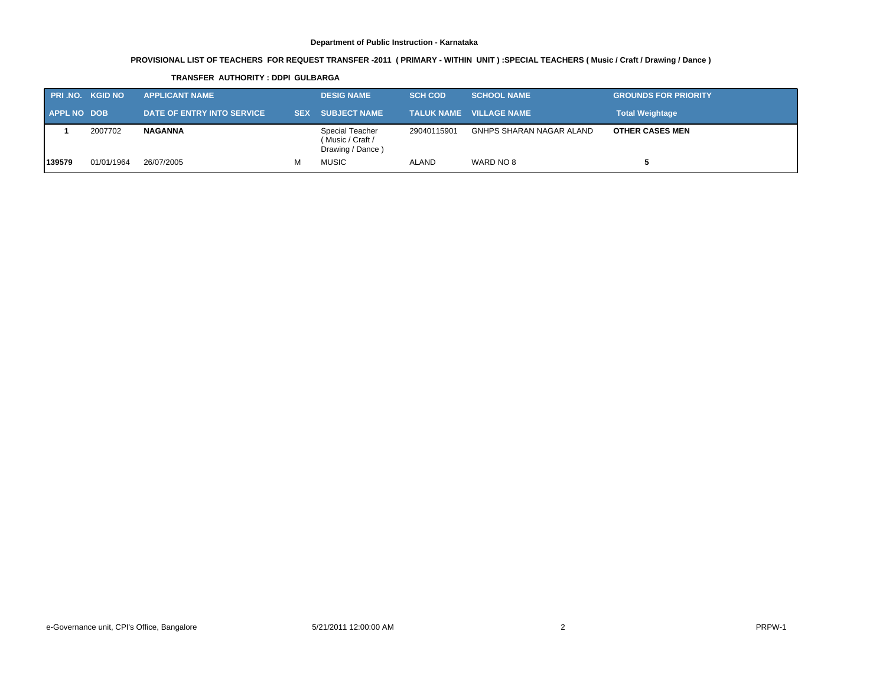**Department of Public Instruction - Karnataka**

**PROVISIONAL LIST OF TEACHERS FOR REQUEST TRANSFER -2011 ( PRIMARY - WITHIN UNIT ) :SPECIAL TEACHERS ( Music / Craft / Drawing / Dance )**

**TRANSFER AUTHORITY : DDPI GULBARGA**

| PRI .NO. | KGID NO | APPLICANT NAME | | DESIG NAME | SCH COD | SCHOOL NAME | GROUNDS FOR PRIORITY |
|---|---|---|---|---|---|---|---|
| **APPL NO** | **DOB** | **DATE OF ENTRY INTO SERVICE** | **SEX** | **SUBJECT NAME** | **TALUK NAME** | **VILLAGE NAME** | **Total Weightage** |
| **1** | 2007702 | **NAGANNA** | | Special Teacher ( Music / Craft / Drawing / Dance ) | 29040115901 | GNHPS SHARAN NAGAR ALAND | **OTHER CASES MEN** |
| **139579** | 01/01/1964 | 26/07/2005 | M | MUSIC | ALAND | WARD NO 8 | **5** |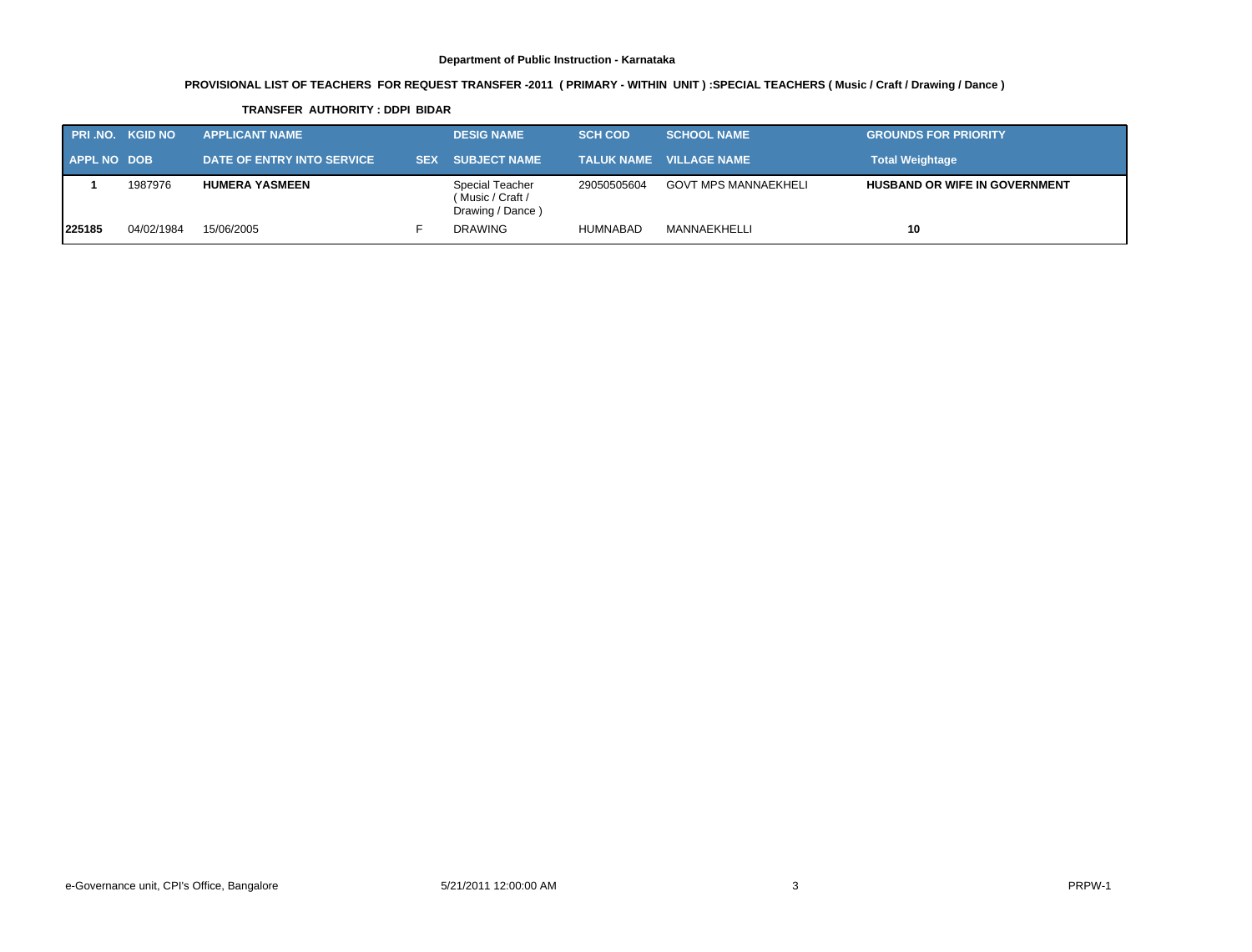**Department of Public Instruction - Karnataka**

**PROVISIONAL LIST OF TEACHERS FOR REQUEST TRANSFER -2011 ( PRIMARY - WITHIN UNIT ) :SPECIAL TEACHERS ( Music / Craft / Drawing / Dance )**

**TRANSFER AUTHORITY : DDPI BIDAR**

| PRI .NO. | KGID NO | APPLICANT NAME | | DESIG NAME | SCH COD | SCHOOL NAME | GROUNDS FOR PRIORITY |
|---|---|---|---|---|---|---|---|
| APPL NO | DOB | DATE OF ENTRY INTO SERVICE | SEX | SUBJECT NAME | TALUK NAME | VILLAGE NAME | Total Weightage |
| **1** | 1987976 | **HUMERA YASMEEN** | | Special Teacher ( Music / Craft / Drawing / Dance ) | 29050505604 | GOVT MPS MANNAEKHELI | **HUSBAND OR WIFE IN GOVERNMENT** |
| **225185** | 04/02/1984 | 15/06/2005 | F | DRAWING | HUMNABAD | MANNAEKHELLI | **10** |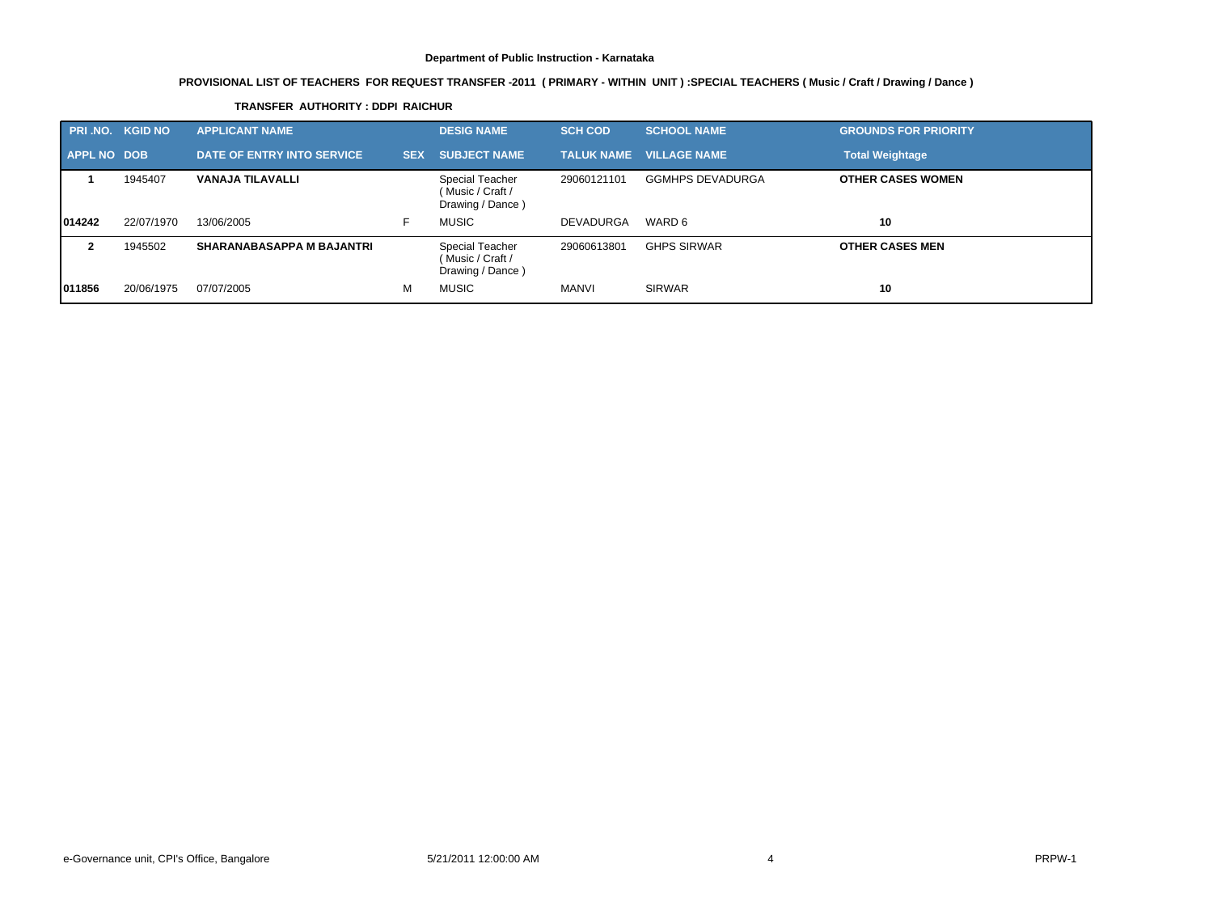**Department of Public Instruction - Karnataka**

**PROVISIONAL LIST OF TEACHERS FOR REQUEST TRANSFER -2011 ( PRIMARY - WITHIN UNIT ) :SPECIAL TEACHERS ( Music / Craft / Drawing / Dance )**

**TRANSFER AUTHORITY : DDPI RAICHUR**

| PRI .NO. | KGID NO | APPLICANT NAME | | DESIG NAME | SCH COD | SCHOOL NAME | GROUNDS FOR PRIORITY |
|---|---|---|---|---|---|---|---|
| **APPL NO** | **DOB** | **DATE OF ENTRY INTO SERVICE** | **SEX** | **SUBJECT NAME** | **TALUK NAME** | **VILLAGE NAME** | **Total Weightage** |
| **1** | 1945407 | **VANAJA TILAVALLI** | | Special Teacher ( Music / Craft / Drawing / Dance ) | 29060121101 | GGMHPS DEVADURGA | **OTHER CASES WOMEN** |
| **014242** | 22/07/1970 | 13/06/2005 | F | MUSIC | DEVADURGA | WARD 6 | **10** |
| **2** | 1945502 | **SHARANABASAPPA M BAJANTRI** | | Special Teacher ( Music / Craft / Drawing / Dance ) | 29060613801 | GHPS SIRWAR | **OTHER CASES MEN** |
| **011856** | 20/06/1975 | 07/07/2005 | M | MUSIC | MANVI | SIRWAR | **10** |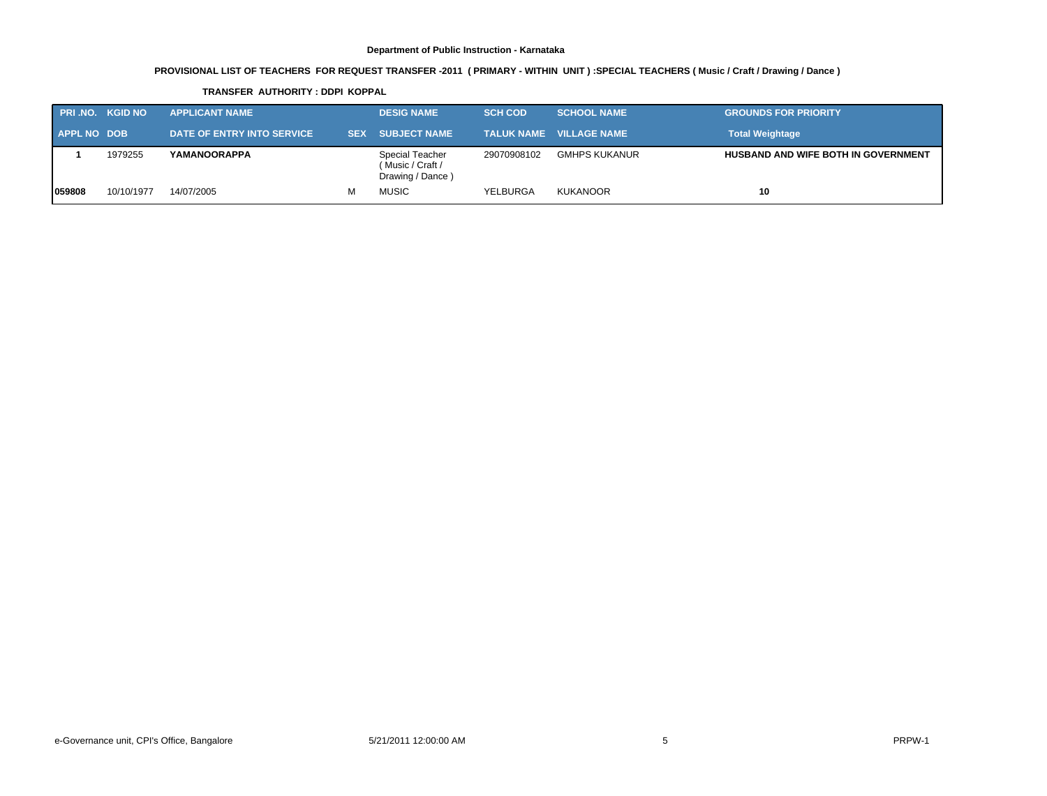**Department of Public Instruction - Karnataka**

**PROVISIONAL LIST OF TEACHERS FOR REQUEST TRANSFER -2011 ( PRIMARY - WITHIN UNIT ) :SPECIAL TEACHERS ( Music / Craft / Drawing / Dance )**

**TRANSFER AUTHORITY : DDPI KOPPAL**

| PRI .NO. | KGID NO | APPLICANT NAME | | DESIG NAME | SCH COD | SCHOOL NAME | GROUNDS FOR PRIORITY |
|---|---|---|---|---|---|---|---|
| **APPL NO** | **DOB** | **DATE OF ENTRY INTO SERVICE** | **SEX** | **SUBJECT NAME** | **TALUK NAME** | **VILLAGE NAME** | **Total Weightage** |
| **1** | 1979255 | **YAMANOORAPPA** | | Special Teacher ( Music / Craft / Drawing / Dance ) | 29070908102 | GMHPS KUKANUR | **HUSBAND AND WIFE BOTH IN GOVERNMENT** |
| **059808** | 10/10/1977 | 14/07/2005 | M | MUSIC | YELBURGA | KUKANOOR | **10** |

e-Governance unit, CPI's Office, Bangalore 5/21/2011 12:00:00 AM PRPW-1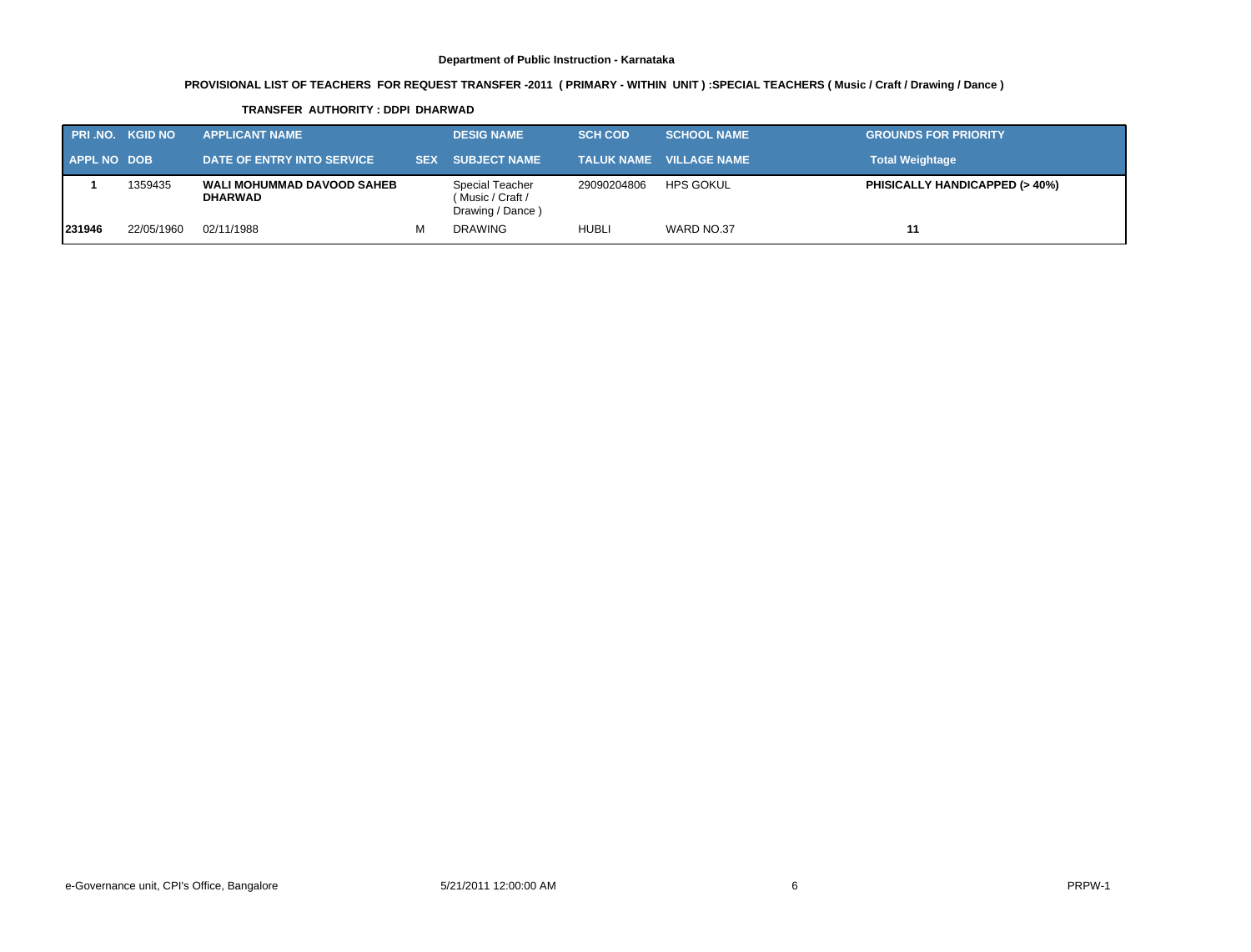**Department of Public Instruction - Karnataka**

**PROVISIONAL LIST OF TEACHERS FOR REQUEST TRANSFER -2011 ( PRIMARY - WITHIN UNIT ) :SPECIAL TEACHERS ( Music / Craft / Drawing / Dance )**

**TRANSFER AUTHORITY : DDPI DHARWAD**

| PRI .NO. | KGID NO | APPLICANT NAME | | DESIG NAME | SCH COD | SCHOOL NAME | GROUNDS FOR PRIORITY |
|---|---|---|---|---|---|---|---|
| APPL NO | DOB | DATE OF ENTRY INTO SERVICE | SEX | SUBJECT NAME | TALUK NAME | VILLAGE NAME | Total Weightage |
| **1** | 1359435 | **WALI MOHUMMAD DAVOOD SAHEB DHARWAD** | | Special Teacher ( Music / Craft / Drawing / Dance ) | 29090204806 | HPS GOKUL | **PHISICALLY HANDICAPPED (> 40%)** |
| **231946** | 22/05/1960 | 02/11/1988 | M | DRAWING | HUBLI | WARD NO.37 | **11** |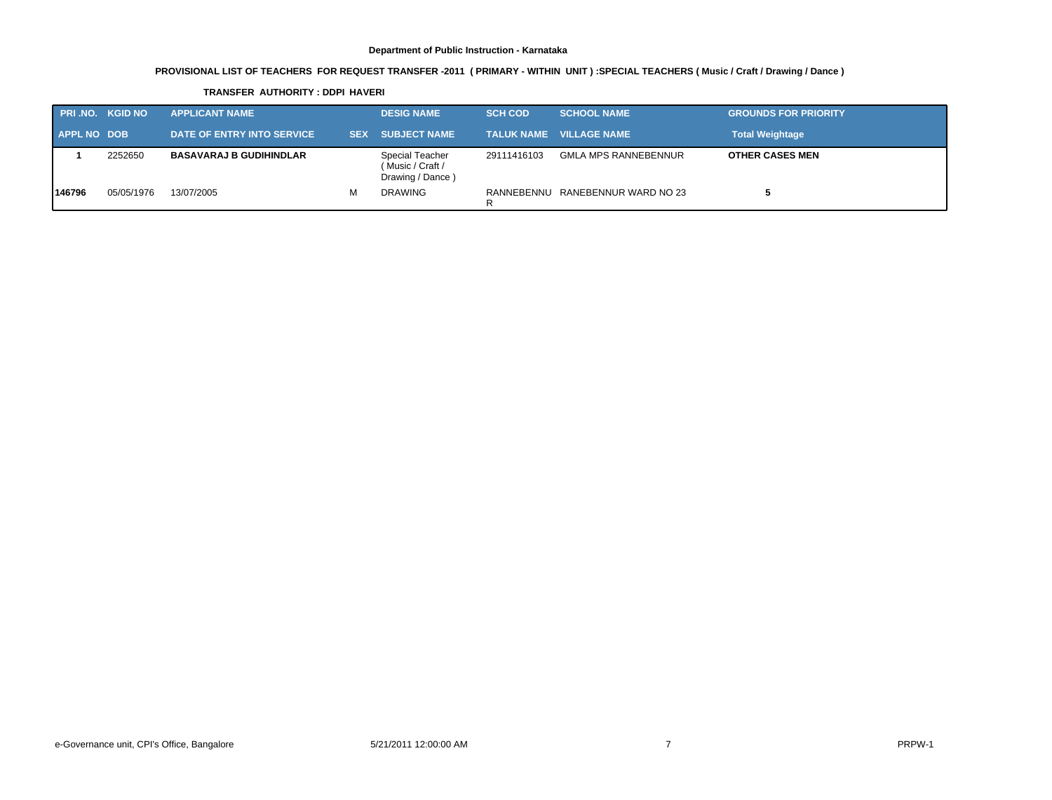**Department of Public Instruction - Karnataka**

**PROVISIONAL LIST OF TEACHERS FOR REQUEST TRANSFER -2011 ( PRIMARY - WITHIN UNIT ) :SPECIAL TEACHERS ( Music / Craft / Drawing / Dance )**

**TRANSFER AUTHORITY : DDPI HAVERI**

| PRI .NO. | KGID NO | APPLICANT NAME | | DESIG NAME | SCH COD | SCHOOL NAME | GROUNDS FOR PRIORITY |
|---|---|---|---|---|---|---|---|
| APPL NO | DOB | DATE OF ENTRY INTO SERVICE | SEX | SUBJECT NAME | TALUK NAME | VILLAGE NAME | Total Weightage |
| **1** | 2252650 | **BASAVARAJ B GUDIHINDLAR** | | Special Teacher ( Music / Craft / Drawing / Dance ) | 29111416103 | GMLA MPS RANNEBENNUR | **OTHER CASES MEN** |
| **146796** | 05/05/1976 | 13/07/2005 | M | DRAWING | RANNEBENNUR | RANEBENNUR WARD NO 23 | **5** |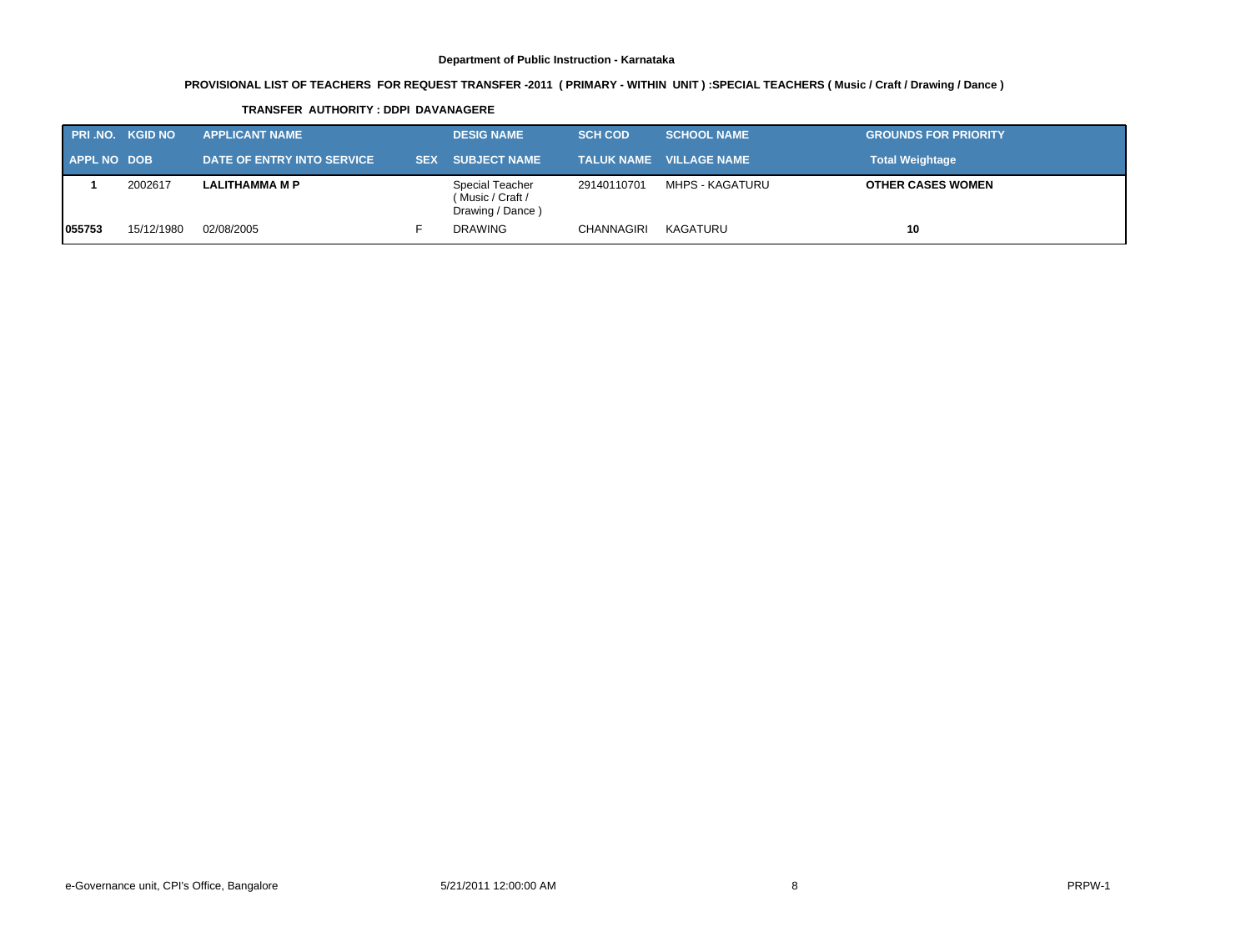**Department of Public Instruction - Karnataka**

**PROVISIONAL LIST OF TEACHERS FOR REQUEST TRANSFER -2011 ( PRIMARY - WITHIN UNIT ) :SPECIAL TEACHERS ( Music / Craft / Drawing / Dance )**

**TRANSFER AUTHORITY : DDPI DAVANAGERE**

| PRI .NO. | KGID NO | APPLICANT NAME | | DESIG NAME | SCH COD | SCHOOL NAME | GROUNDS FOR PRIORITY |
|---|---|---|---|---|---|---|---|
| **APPL NO** | **DOB** | **DATE OF ENTRY INTO SERVICE** | **SEX** | **SUBJECT NAME** | **TALUK NAME** | **VILLAGE NAME** | **Total Weightage** |
| **1** | 2002617 | **LALITHAMMA M P** | | Special Teacher ( Music / Craft / Drawing / Dance ) | 29140110701 | MHPS - KAGATURU | **OTHER CASES WOMEN** |
| **055753** | 15/12/1980 | 02/08/2005 | F | DRAWING | CHANNAGIRI | KAGATURU | **10** |

e-Governance unit, CPI's Office, Bangalore | 5/21/2011 12:00:00 AM | PRPW-1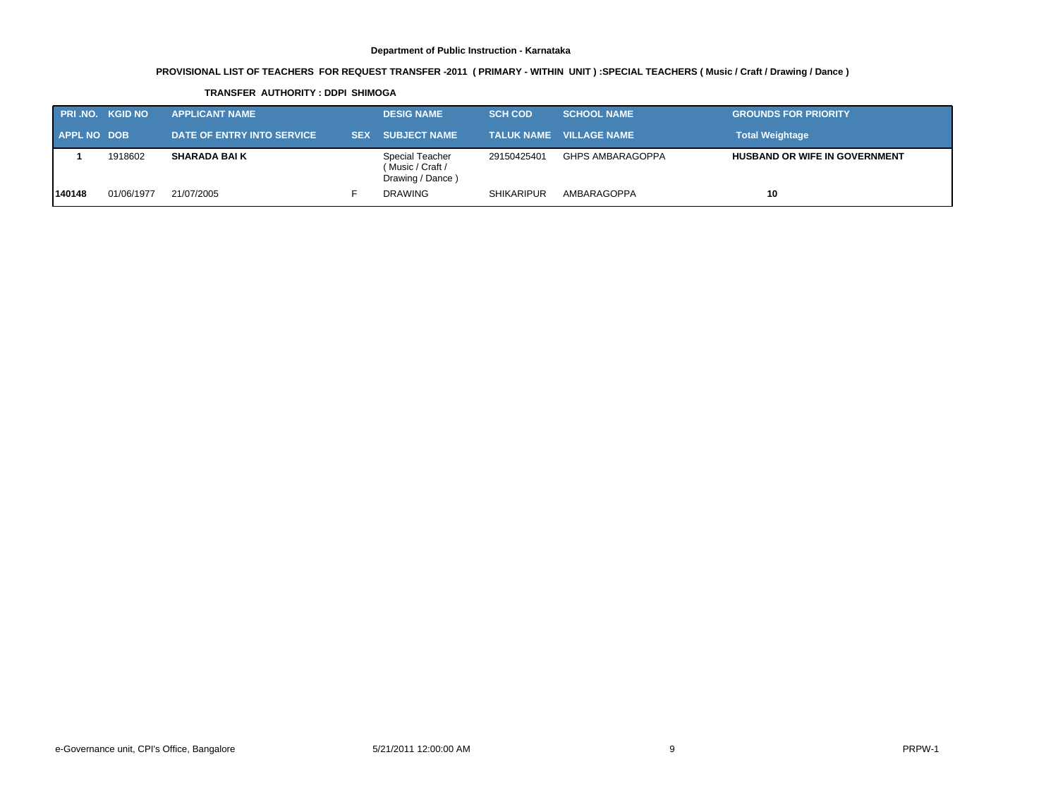**Department of Public Instruction - Karnataka**

**PROVISIONAL LIST OF TEACHERS FOR REQUEST TRANSFER -2011 ( PRIMARY - WITHIN UNIT ) :SPECIAL TEACHERS ( Music / Craft / Drawing / Dance )**

**TRANSFER AUTHORITY : DDPI SHIMOGA**

| PRI .NO. | KGID NO | APPLICANT NAME | | DESIG NAME | SCH COD | SCHOOL NAME | GROUNDS FOR PRIORITY |
|---|---|---|---|---|---|---|---|
| **APPL NO** | **DOB** | **DATE OF ENTRY INTO SERVICE** | **SEX** | **SUBJECT NAME** | **TALUK NAME** | **VILLAGE NAME** | **Total Weightage** |
| **1** | 1918602 | **SHARADA BAI K** | | Special Teacher ( Music / Craft / Drawing / Dance ) | 29150425401 | GHPS AMBARAGOPPA | **HUSBAND OR WIFE IN GOVERNMENT** |
| **140148** | 01/06/1977 | 21/07/2005 | F | DRAWING | SHIKARIPUR | AMBARAGOPPA | **10** |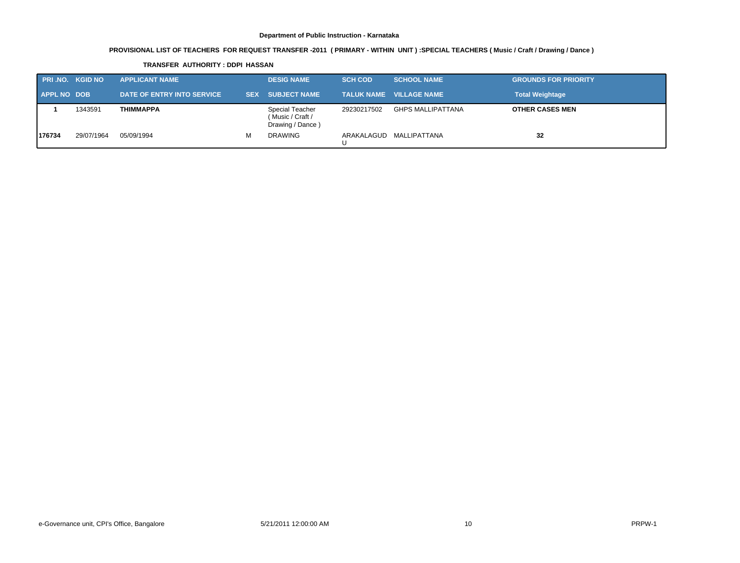**Department of Public Instruction - Karnataka**

**PROVISIONAL LIST OF TEACHERS FOR REQUEST TRANSFER -2011 ( PRIMARY - WITHIN UNIT ) :SPECIAL TEACHERS ( Music / Craft / Drawing / Dance )**

**TRANSFER AUTHORITY : DDPI HASSAN**

| PRI .NO. | KGID NO | APPLICANT NAME | | DESIG NAME | SCH COD | SCHOOL NAME | GROUNDS FOR PRIORITY |
|---|---|---|---|---|---|---|---|
| **APPL NO** | **DOB** | **DATE OF ENTRY INTO SERVICE** | **SEX** | **SUBJECT NAME** | **TALUK NAME** | **VILLAGE NAME** | **Total Weightage** |
| **1** | 1343591 | **THIMMAPPA** | | Special Teacher ( Music / Craft / Drawing / Dance ) | 29230217502 | GHPS MALLIPATTANA | **OTHER CASES MEN** |
| **176734** | 29/07/1964 | 05/09/1994 | M | DRAWING | ARAKALAGUD U | MALLIPATTANA | **32** |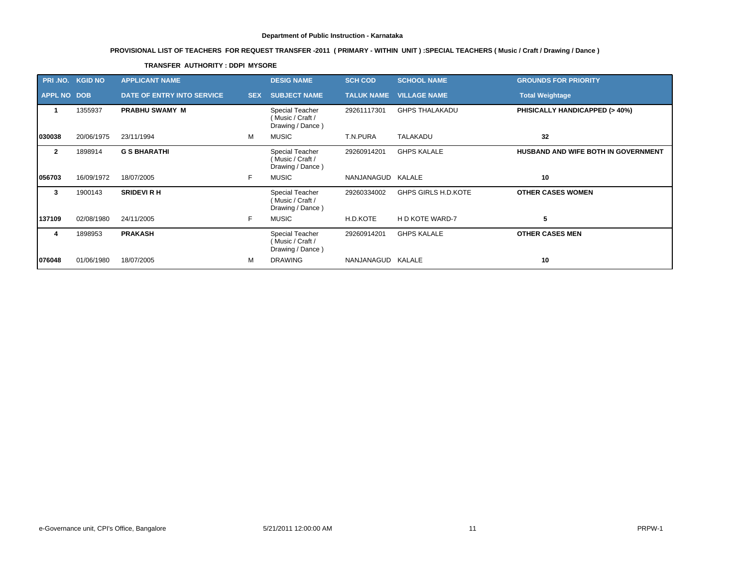**Department of Public Instruction - Karnataka**

**PROVISIONAL LIST OF TEACHERS FOR REQUEST TRANSFER -2011 ( PRIMARY - WITHIN UNIT ) :SPECIAL TEACHERS ( Music / Craft / Drawing / Dance )**

**TRANSFER AUTHORITY : DDPI MYSORE**

| PRI .NO. | KGID NO | APPLICANT NAME | | DESIG NAME | SCH COD | SCHOOL NAME | GROUNDS FOR PRIORITY |
|---|---|---|---|---|---|---|---|
| APPL NO | DOB | DATE OF ENTRY INTO SERVICE | SEX | SUBJECT NAME | TALUK NAME | VILLAGE NAME | Total Weightage |
| **1** | 1355937 | **PRABHU SWAMY M** | | Special Teacher ( Music / Craft / Drawing / Dance ) | 29261117301 | GHPS THALAKADU | **PHISICALLY HANDICAPPED (> 40%)** |
| **030038** | 20/06/1975 | 23/11/1994 | M | MUSIC | T.N.PURA | TALAKADU | **32** |
| **2** | 1898914 | **G S BHARATHI** | | Special Teacher ( Music / Craft / Drawing / Dance ) | 29260914201 | GHPS KALALE | **HUSBAND AND WIFE BOTH IN GOVERNMENT** |
| **056703** | 16/09/1972 | 18/07/2005 | F | MUSIC | NANJANAGUD | KALALE | **10** |
| **3** | 1900143 | **SRIDEVI R H** | | Special Teacher ( Music / Craft / Drawing / Dance ) | 29260334002 | GHPS GIRLS H.D.KOTE | **OTHER CASES WOMEN** |
| **137109** | 02/08/1980 | 24/11/2005 | F | MUSIC | H.D.KOTE | H D KOTE WARD-7 | **5** |
| **4** | 1898953 | **PRAKASH** | | Special Teacher ( Music / Craft / Drawing / Dance ) | 29260914201 | GHPS KALALE | **OTHER CASES MEN** |
| **076048** | 01/06/1980 | 18/07/2005 | M | DRAWING | NANJANAGUD | KALALE | **10** |

e-Governance unit, CPI's Office, Bangalore 5/21/2011 12:00:00 AM PRPW-1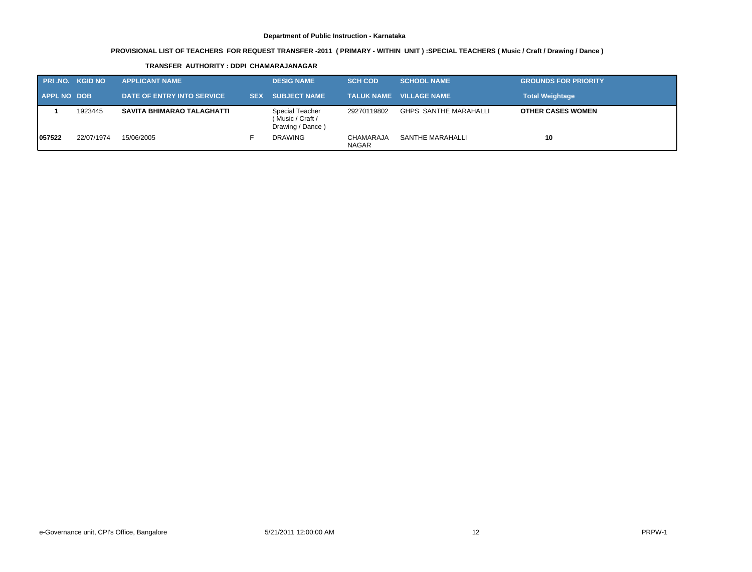**Department of Public Instruction - Karnataka**

**PROVISIONAL LIST OF TEACHERS FOR REQUEST TRANSFER -2011 ( PRIMARY - WITHIN UNIT ) :SPECIAL TEACHERS ( Music / Craft / Drawing / Dance )**

**TRANSFER AUTHORITY : DDPI CHAMARAJANAGAR**

| PRI .NO. | KGID NO | APPLICANT NAME | | DESIG NAME | SCH COD | SCHOOL NAME | GROUNDS FOR PRIORITY |
|---|---|---|---|---|---|---|---|
| APPL NO | DOB | DATE OF ENTRY INTO SERVICE | SEX | SUBJECT NAME | TALUK NAME | VILLAGE NAME | Total Weightage |
| **1** | 1923445 | **SAVITA BHIMARAO TALAGHATTI** | | Special Teacher ( Music / Craft / Drawing / Dance ) | 29270119802 | GHPS SANTHE MARAHALLI | **OTHER CASES WOMEN** |
| **057522** | 22/07/1974 | 15/06/2005 | F | DRAWING | CHAMARAJA NAGAR | SANTHE MARAHALLI | **10** |

e-Governance unit, CPI's Office, Bangalore | 5/21/2011 12:00:00 AM | PRPW-1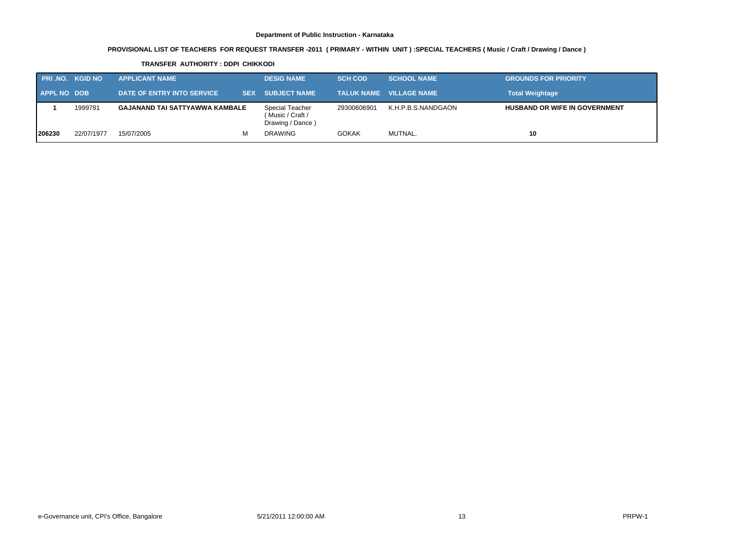**Department of Public Instruction - Karnataka**

**PROVISIONAL LIST OF TEACHERS FOR REQUEST TRANSFER -2011 ( PRIMARY - WITHIN UNIT ) :SPECIAL TEACHERS ( Music / Craft / Drawing / Dance )**

**TRANSFER AUTHORITY : DDPI CHIKKODI**

| PRI .NO. | KGID NO | APPLICANT NAME | | DESIG NAME | SCH COD | SCHOOL NAME | GROUNDS FOR PRIORITY |
|---|---|---|---|---|---|---|---|
| APPL NO | DOB | DATE OF ENTRY INTO SERVICE | SEX | SUBJECT NAME | TALUK NAME | VILLAGE NAME | Total Weightage |
| **1** | 1999781 | **GAJANAND TAI SATTYAWWA KAMBALE** | | Special Teacher ( Music / Craft / Drawing / Dance ) | 29300606901 | K.H.P.B.S.NANDGAON | **HUSBAND OR WIFE IN GOVERNMENT** |
| **206230** | 22/07/1977 | 15/07/2005 | M | DRAWING | GOKAK | MUTNAL. | **10** |

e-Governance unit, CPI's Office, Bangalore | 5/21/2011 12:00:00 AM | PRPW-1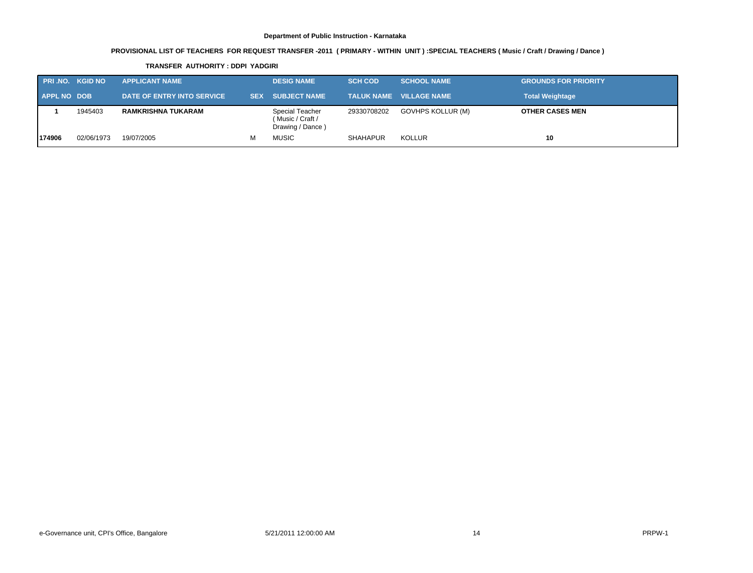**Department of Public Instruction - Karnataka**

**PROVISIONAL LIST OF TEACHERS FOR REQUEST TRANSFER -2011 ( PRIMARY - WITHIN UNIT ) :SPECIAL TEACHERS ( Music / Craft / Drawing / Dance )**

**TRANSFER AUTHORITY : DDPI YADGIRI**

| PRI .NO. | KGID NO | APPLICANT NAME | | DESIG NAME | SCH COD | SCHOOL NAME | GROUNDS FOR PRIORITY |
|---|---|---|---|---|---|---|---|
| **APPL NO** | **DOB** | **DATE OF ENTRY INTO SERVICE** | **SEX** | **SUBJECT NAME** | **TALUK NAME** | **VILLAGE NAME** | **Total Weightage** |
| **1** | 1945403 | **RAMKRISHNA TUKARAM** | | Special Teacher ( Music / Craft / Drawing / Dance ) | 29330708202 | GOVHPS KOLLUR (M) | **OTHER CASES MEN** |
| **174906** | 02/06/1973 | 19/07/2005 | M | MUSIC | SHAHAPUR | KOLLUR | **10** |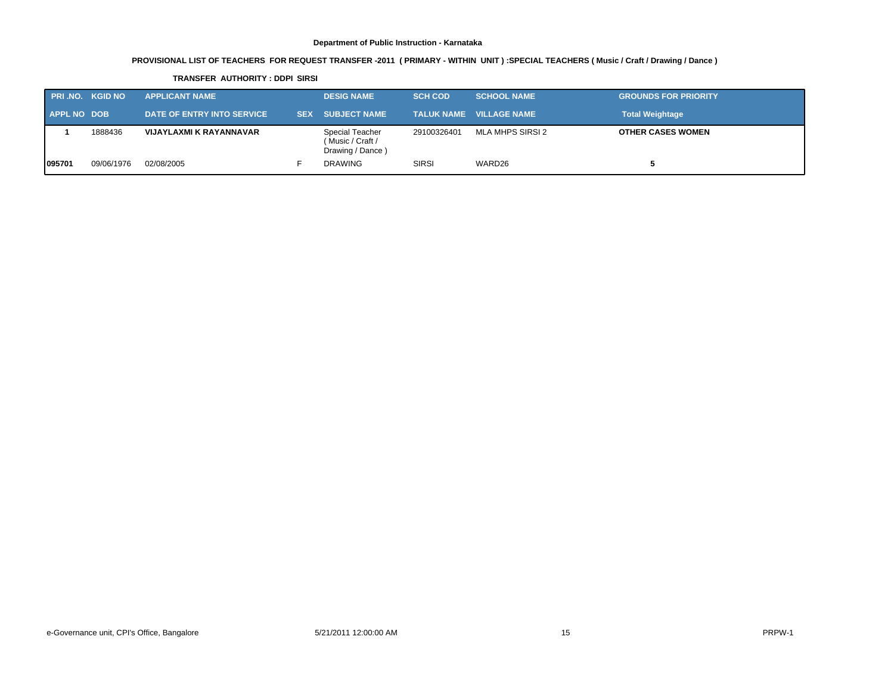**Department of Public Instruction - Karnataka**

**PROVISIONAL LIST OF TEACHERS FOR REQUEST TRANSFER -2011 ( PRIMARY - WITHIN UNIT ) :SPECIAL TEACHERS ( Music / Craft / Drawing / Dance )**

**TRANSFER AUTHORITY : DDPI SIRSI**

| PRI .NO. / APPL NO | KGID NO / DOB | APPLICANT NAME / DATE OF ENTRY INTO SERVICE | SEX | DESIG NAME / SUBJECT NAME | SCH COD / TALUK NAME | SCHOOL NAME / VILLAGE NAME | GROUNDS FOR PRIORITY / Total Weightage |
|---|---|---|---|---|---|---|---|
| **1** | 1888436 | **VIJAYLAXMI K RAYANNAVAR** | | Special Teacher ( Music / Craft / Drawing / Dance ) | 29100326401 | MLA MHPS SIRSI 2 | **OTHER CASES WOMEN** |
| **095701** | 09/06/1976 | 02/08/2005 | F | DRAWING | SIRSI | WARD26 | **5** |

e-Governance unit, CPI's Office, Bangalore | 5/21/2011 12:00:00 AM | PRPW-1